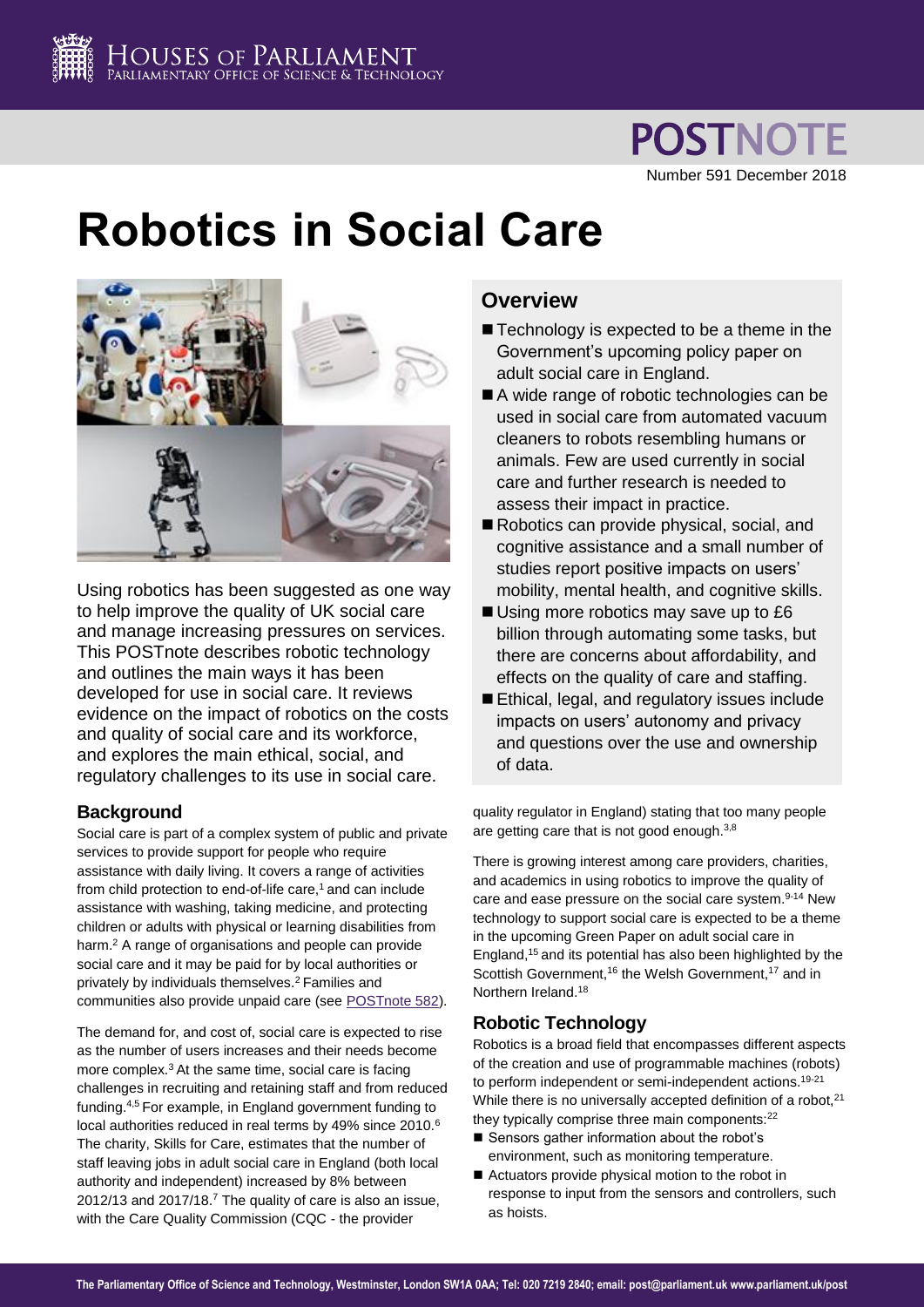# Robotics in Social Care

POSTNOTE Number 591 December 2018

Using robotics has been suggested as one way to help improve the quality of UK social care and manage increasing pressures on services. This POSTnote describes robotic technology and outlines the main ways it has been developed for use in social care. It reviews evidence on the impact of robotics on the costs and quality of social care and its workforce, and explores the main ethical, social, and regulatory challenges to its use in social care.

## Overview

- Technology is expected to be a theme in the Government's upcoming policy paper on adult social care in England.
- A wide range of robotic technologies can be used in social care from automated vacuum cleaners to robots resembling humans or animals. Few are used currently in social care and further research is needed to assess their impact in practice.
- Robotics can provide physical, social, and cognitive assistance and a small number of studies report positive impacts on users' mobility, mental health, and cognitive skills.
- Using more robotics may save up to £6 billion through automating some tasks, but there are concerns about affordability, and effects on the quality of care and staffing.
- Ethical, legal, and regulatory issues include impacts on users' autonomy and privacy and questions over the use and ownership of data.

## Background

Social care is part of a complex system of public and private services to provide support for people who require assistance with daily living. It covers a range of activities from child protection to end-of-life care,[1] and can include assistance with washing, taking medicine, and protecting children or adults with physical or learning disabilities from harm.[2] A range of organisations and people can provide social care and it may be paid for by local authorities or privately by individuals themselves.[2] Families and communities also provide unpaid care (see POSTnote 582).

The demand for, and cost of, social care is expected to rise as the number of users increases and their needs become more complex.[3] At the same time, social care is facing challenges in recruiting and retaining staff and from reduced funding.[4,5] For example, in England government funding to local authorities reduced in real terms by 49% since 2010.[6] The charity, Skills for Care, estimates that the number of staff leaving jobs in adult social care in England (both local authority and independent) increased by 8% between 2012/13 and 2017/18.[7] The quality of care is also an issue, with the Care Quality Commission (CQC - the provider quality regulator in England) stating that too many people are getting care that is not good enough.[3,8]

There is growing interest among care providers, charities, and academics in using robotics to improve the quality of care and ease pressure on the social care system.[9-14] New technology to support social care is expected to be a theme in the upcoming Green Paper on adult social care in England,[15] and its potential has also been highlighted by the Scottish Government,[16] the Welsh Government,[17] and in Northern Ireland.[18]

## Robotic Technology

Robotics is a broad field that encompasses different aspects of the creation and use of programmable machines (robots) to perform independent or semi-independent actions.[19-21] While there is no universally accepted definition of a robot,[21] they typically comprise three main components:[22]

- Sensors gather information about the robot's environment, such as monitoring temperature.
- Actuators provide physical motion to the robot in response to input from the sensors and controllers, such as hoists.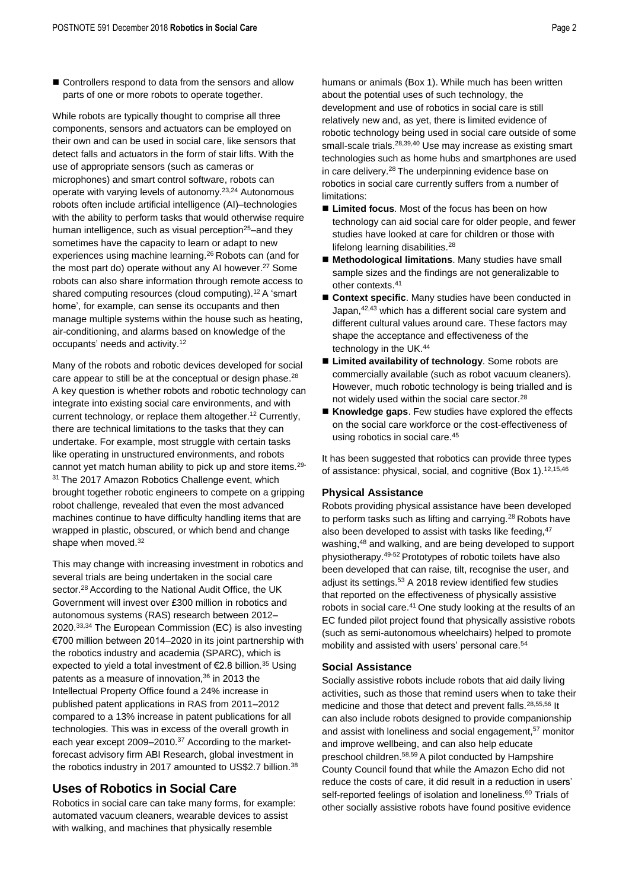- Controllers respond to data from the sensors and allow parts of one or more robots to operate together.

While robots are typically thought to comprise all three components, sensors and actuators can be employed on their own and can be used in social care, like sensors that detect falls and actuators in the form of stair lifts. With the use of appropriate sensors (such as cameras or microphones) and smart control software, robots can operate with varying levels of autonomy.[23,24] Autonomous robots often include artificial intelligence (AI)–technologies with the ability to perform tasks that would otherwise require human intelligence, such as visual perception[25]–and they sometimes have the capacity to learn or adapt to new experiences using machine learning.[26] Robots can (and for the most part do) operate without any AI however.[27] Some robots can also share information through remote access to shared computing resources (cloud computing).[12] A 'smart home', for example, can sense its occupants and then manage multiple systems within the house such as heating, air-conditioning, and alarms based on knowledge of the occupants' needs and activity.[12]

Many of the robots and robotic devices developed for social care appear to still be at the conceptual or design phase.[28] A key question is whether robots and robotic technology can integrate into existing social care environments, and with current technology, or replace them altogether.[12] Currently, there are technical limitations to the tasks that they can undertake. For example, most struggle with certain tasks like operating in unstructured environments, and robots cannot yet match human ability to pick up and store items.[29-31] The 2017 Amazon Robotics Challenge event, which brought together robotic engineers to compete on a gripping robot challenge, revealed that even the most advanced machines continue to have difficulty handling items that are wrapped in plastic, obscured, or which bend and change shape when moved.[32]

This may change with increasing investment in robotics and several trials are being undertaken in the social care sector.[28] According to the National Audit Office, the UK Government will invest over £300 million in robotics and autonomous systems (RAS) research between 2012–2020.[33,34] The European Commission (EC) is also investing €700 million between 2014–2020 in its joint partnership with the robotics industry and academia (SPARC), which is expected to yield a total investment of €2.8 billion.[35] Using patents as a measure of innovation,[36] in 2013 the Intellectual Property Office found a 24% increase in published patent applications in RAS from 2011–2012 compared to a 13% increase in patent publications for all technologies. This was in excess of the overall growth in each year except 2009–2010.[37] According to the market-forecast advisory firm ABI Research, global investment in the robotics industry in 2017 amounted to US$2.7 billion.[38]

## Uses of Robotics in Social Care

Robotics in social care can take many forms, for example: automated vacuum cleaners, wearable devices to assist with walking, and machines that physically resemble humans or animals (Box 1). While much has been written about the potential uses of such technology, the development and use of robotics in social care is still relatively new and, as yet, there is limited evidence of robotic technology being used in social care outside of some small-scale trials.[28,39,40] Use may increase as existing smart technologies such as home hubs and smartphones are used in care delivery.[28] The underpinning evidence base on robotics in social care currently suffers from a number of limitations:

- **Limited focus**. Most of the focus has been on how technology can aid social care for older people, and fewer studies have looked at care for children or those with lifelong learning disabilities.[28]
- **Methodological limitations**. Many studies have small sample sizes and the findings are not generalizable to other contexts.[41]
- **Context specific**. Many studies have been conducted in Japan,[42,43] which has a different social care system and different cultural values around care. These factors may shape the acceptance and effectiveness of the technology in the UK.[44]
- **Limited availability of technology**. Some robots are commercially available (such as robot vacuum cleaners). However, much robotic technology is being trialled and is not widely used within the social care sector.[28]
- **Knowledge gaps**. Few studies have explored the effects on the social care workforce or the cost-effectiveness of using robotics in social care.[45]

It has been suggested that robotics can provide three types of assistance: physical, social, and cognitive (Box 1).[12,15,46]

### Physical Assistance

Robots providing physical assistance have been developed to perform tasks such as lifting and carrying.[28] Robots have also been developed to assist with tasks like feeding,[47] washing,[48] and walking, and are being developed to support physiotherapy.[49-52] Prototypes of robotic toilets have also been developed that can raise, tilt, recognise the user, and adjust its settings.[53] A 2018 review identified few studies that reported on the effectiveness of physically assistive robots in social care.[41] One study looking at the results of an EC funded pilot project found that physically assistive robots (such as semi-autonomous wheelchairs) helped to promote mobility and assisted with users' personal care.[54]

### Social Assistance

Socially assistive robots include robots that aid daily living activities, such as those that remind users when to take their medicine and those that detect and prevent falls.[28,55,56] It can also include robots designed to provide companionship and assist with loneliness and social engagement,[57] monitor and improve wellbeing, and can also help educate preschool children.[58,59] A pilot conducted by Hampshire County Council found that while the Amazon Echo did not reduce the costs of care, it did result in a reduction in users' self-reported feelings of isolation and loneliness.[60] Trials of other socially assistive robots have found positive evidence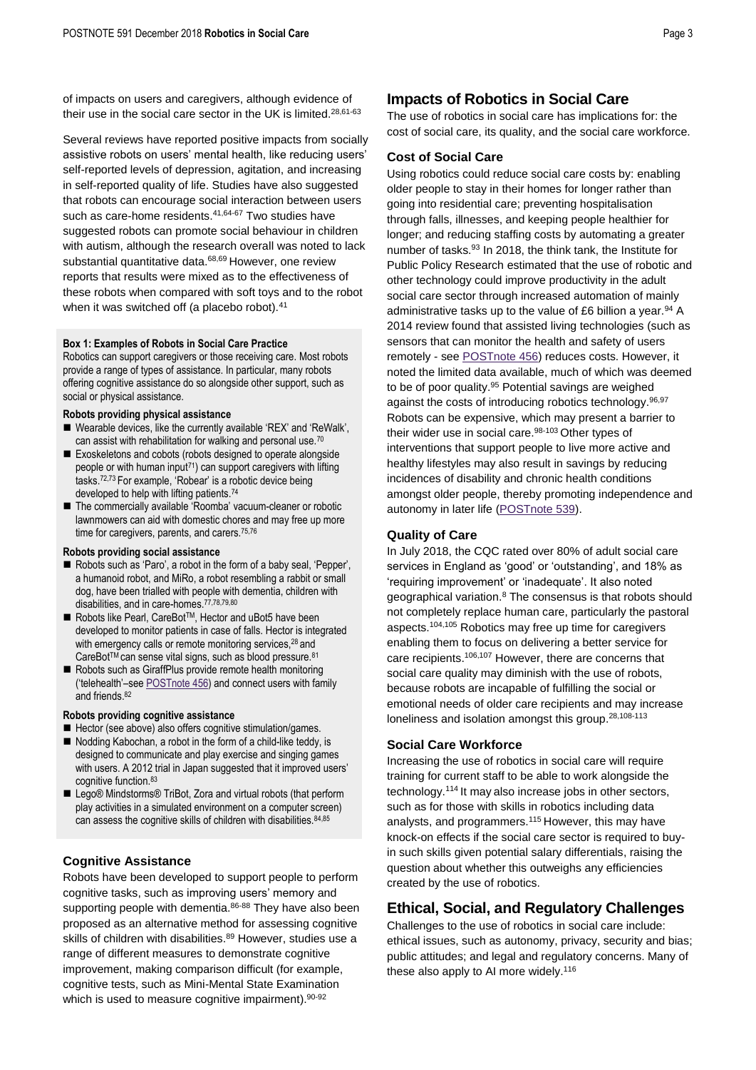of impacts on users and caregivers, although evidence of their use in the social care sector in the UK is limited.[28,61-63]

Several reviews have reported positive impacts from socially assistive robots on users' mental health, like reducing users' self-reported levels of depression, agitation, and increasing in self-reported quality of life. Studies have also suggested that robots can encourage social interaction between users such as care-home residents.[41,64-67] Two studies have suggested robots can promote social behaviour in children with autism, although the research overall was noted to lack substantial quantitative data.[68,69] However, one review reports that results were mixed as to the effectiveness of these robots when compared with soft toys and to the robot when it was switched off (a placebo robot).[41]

**Box 1: Examples of Robots in Social Care Practice**

Robotics can support caregivers or those receiving care. Most robots provide a range of types of assistance. In particular, many robots offering cognitive assistance do so alongside other support, such as social or physical assistance.

**Robots providing physical assistance**

- Wearable devices, like the currently available 'REX' and 'ReWalk', can assist with rehabilitation for walking and personal use.[70]
- Exoskeletons and cobots (robots designed to operate alongside people or with human input[71]) can support caregivers with lifting tasks.[72,73] For example, 'Robear' is a robotic device being developed to help with lifting patients.[74]
- The commercially available 'Roomba' vacuum-cleaner or robotic lawnmowers can aid with domestic chores and may free up more time for caregivers, parents, and carers.[75,76]

**Robots providing social assistance**

- Robots such as 'Paro', a robot in the form of a baby seal, 'Pepper', a humanoid robot, and MiRo, a robot resembling a rabbit or small dog, have been trialled with people with dementia, children with disabilities, and in care-homes.[77,78,79,80]
- Robots like Pearl, CareBot™, Hector and uBot5 have been developed to monitor patients in case of falls. Hector is integrated with emergency calls or remote monitoring services,[28] and CareBot™ can sense vital signs, such as blood pressure.[81]
- Robots such as GiraffPlus provide remote health monitoring ('telehealth'–see POSTnote 456) and connect users with family and friends.[82]

**Robots providing cognitive assistance**

- Hector (see above) also offers cognitive stimulation/games.
- Nodding Kabochan, a robot in the form of a child-like teddy, is designed to communicate and play exercise and singing games with users. A 2012 trial in Japan suggested that it improved users' cognitive function.[83]
- Lego® Mindstorms® TriBot, Zora and virtual robots (that perform play activities in a simulated environment on a computer screen) can assess the cognitive skills of children with disabilities.[84,85]

### Cognitive Assistance

Robots have been developed to support people to perform cognitive tasks, such as improving users' memory and supporting people with dementia.[86-88] They have also been proposed as an alternative method for assessing cognitive skills of children with disabilities.[89] However, studies use a range of different measures to demonstrate cognitive improvement, making comparison difficult (for example, cognitive tests, such as Mini-Mental State Examination which is used to measure cognitive impairment).[90-92]

## Impacts of Robotics in Social Care

The use of robotics in social care has implications for: the cost of social care, its quality, and the social care workforce.

### Cost of Social Care

Using robotics could reduce social care costs by: enabling older people to stay in their homes for longer rather than going into residential care; preventing hospitalisation through falls, illnesses, and keeping people healthier for longer; and reducing staffing costs by automating a greater number of tasks.[93] In 2018, the think tank, the Institute for Public Policy Research estimated that the use of robotic and other technology could improve productivity in the adult social care sector through increased automation of mainly administrative tasks up to the value of £6 billion a year.[94] A 2014 review found that assisted living technologies (such as sensors that can monitor the health and safety of users remotely - see POSTnote 456) reduces costs. However, it noted the limited data available, much of which was deemed to be of poor quality.[95] Potential savings are weighed against the costs of introducing robotics technology.[96,97] Robots can be expensive, which may present a barrier to their wider use in social care.[98-103] Other types of interventions that support people to live more active and healthy lifestyles may also result in savings by reducing incidences of disability and chronic health conditions amongst older people, thereby promoting independence and autonomy in later life (POSTnote 539).

### Quality of Care

In July 2018, the CQC rated over 80% of adult social care services in England as 'good' or 'outstanding', and 18% as 'requiring improvement' or 'inadequate'. It also noted geographical variation.[8] The consensus is that robots should not completely replace human care, particularly the pastoral aspects.[104,105] Robotics may free up time for caregivers enabling them to focus on delivering a better service for care recipients.[106,107] However, there are concerns that social care quality may diminish with the use of robots, because robots are incapable of fulfilling the social or emotional needs of older care recipients and may increase loneliness and isolation amongst this group.[28,108-113]

### Social Care Workforce

Increasing the use of robotics in social care will require training for current staff to be able to work alongside the technology.[114] It may also increase jobs in other sectors, such as for those with skills in robotics including data analysts, and programmers.[115] However, this may have knock-on effects if the social care sector is required to buy-in such skills given potential salary differentials, raising the question about whether this outweighs any efficiencies created by the use of robotics.

## Ethical, Social, and Regulatory Challenges

Challenges to the use of robotics in social care include: ethical issues, such as autonomy, privacy, security and bias; public attitudes; and legal and regulatory concerns. Many of these also apply to AI more widely.[116]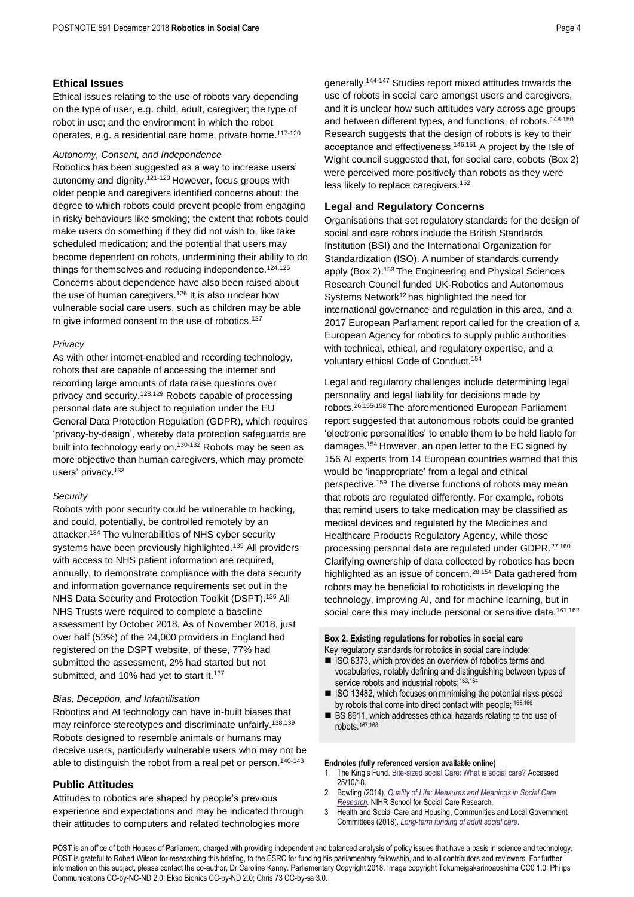## Ethical Issues

Ethical issues relating to the use of robots vary depending on the type of user, e.g. child, adult, caregiver; the type of robot in use; and the environment in which the robot operates, e.g. a residential care home, private home.[117-120]

*Autonomy, Consent, and Independence*

Robotics has been suggested as a way to increase users' autonomy and dignity.[121-123] However, focus groups with older people and caregivers identified concerns about: the degree to which robots could prevent people from engaging in risky behaviours like smoking; the extent that robots could make users do something if they did not wish to, like take scheduled medication; and the potential that users may become dependent on robots, undermining their ability to do things for themselves and reducing independence.[124,125] Concerns about dependence have also been raised about the use of human caregivers.[126] It is also unclear how vulnerable social care users, such as children may be able to give informed consent to the use of robotics.[127]

*Privacy*

As with other internet-enabled and recording technology, robots that are capable of accessing the internet and recording large amounts of data raise questions over privacy and security.[128,129] Robots capable of processing personal data are subject to regulation under the EU General Data Protection Regulation (GDPR), which requires 'privacy-by-design', whereby data protection safeguards are built into technology early on.[130-132] Robots may be seen as more objective than human caregivers, which may promote users' privacy.[133]

*Security*

Robots with poor security could be vulnerable to hacking, and could, potentially, be controlled remotely by an attacker.[134] The vulnerabilities of NHS cyber security systems have been previously highlighted.[135] All providers with access to NHS patient information are required, annually, to demonstrate compliance with the data security and information governance requirements set out in the NHS Data Security and Protection Toolkit (DSPT).[136] All NHS Trusts were required to complete a baseline assessment by October 2018. As of November 2018, just over half (53%) of the 24,000 providers in England had registered on the DSPT website, of these, 77% had submitted the assessment, 2% had started but not submitted, and 10% had yet to start it.[137]

*Bias, Deception, and Infantilisation*

Robotics and AI technology can have in-built biases that may reinforce stereotypes and discriminate unfairly.[138,139] Robots designed to resemble animals or humans may deceive users, particularly vulnerable users who may not be able to distinguish the robot from a real pet or person.[140-143]

## Public Attitudes

Attitudes to robotics are shaped by people's previous experience and expectations and may be indicated through their attitudes to computers and related technologies more generally.[144-147] Studies report mixed attitudes towards the use of robots in social care amongst users and caregivers, and it is unclear how such attitudes vary across age groups and between different types, and functions, of robots.[148-150] Research suggests that the design of robots is key to their acceptance and effectiveness.[146,151] A project by the Isle of Wight council suggested that, for social care, cobots (Box 2) were perceived more positively than robots as they were less likely to replace caregivers.[152]

## Legal and Regulatory Concerns

Organisations that set regulatory standards for the design of social and care robots include the British Standards Institution (BSI) and the International Organization for Standardization (ISO). A number of standards currently apply (Box 2).[153] The Engineering and Physical Sciences Research Council funded UK-Robotics and Autonomous Systems Network[12] has highlighted the need for international governance and regulation in this area, and a 2017 European Parliament report called for the creation of a European Agency for robotics to supply public authorities with technical, ethical, and regulatory expertise, and a voluntary ethical Code of Conduct.[154]

Legal and regulatory challenges include determining legal personality and legal liability for decisions made by robots.[26,155-158] The aforementioned European Parliament report suggested that autonomous robots could be granted 'electronic personalities' to enable them to be held liable for damages.[154] However, an open letter to the EC signed by 156 AI experts from 14 European countries warned that this would be 'inappropriate' from a legal and ethical perspective.[159] The diverse functions of robots may mean that robots are regulated differently. For example, robots that remind users to take medication may be classified as medical devices and regulated by the Medicines and Healthcare Products Regulatory Agency, while those processing personal data are regulated under GDPR.[27,160] Clarifying ownership of data collected by robotics has been highlighted as an issue of concern.[28,154] Data gathered from robots may be beneficial to roboticists in developing the technology, improving AI, and for machine learning, but in social care this may include personal or sensitive data.[161,162]

**Box 2. Existing regulations for robotics in social care**

Key regulatory standards for robotics in social care include:

- ISO 8373, which provides an overview of robotics terms and vocabularies, notably defining and distinguishing between types of service robots and industrial robots;[163,164]
- ISO 13482, which focuses on minimising the potential risks posed by robots that come into direct contact with people;[165,166]
- BS 8611, which addresses ethical hazards relating to the use of robots.[167,168]

**Endnotes (fully referenced version available online)**

1. The King's Fund. Bite-sized social Care: What is social care? Accessed 25/10/18.
2. Bowling (2014). *Quality of Life: Measures and Meanings in Social Care Research*. NIHR School for Social Care Research.
3. Health and Social Care and Housing, Communities and Local Government Committees (2018). *Long-term funding of adult social care*.

POST is an office of both Houses of Parliament, charged with providing independent and balanced analysis of policy issues that have a basis in science and technology. POST is grateful to Robert Wilson for researching this briefing, to the ESRC for funding his parliamentary fellowship, and to all contributors and reviewers. For further information on this subject, please contact the co-author, Dr Caroline Kenny. Parliamentary Copyright 2018. Image copyright Tokumeigakarinoaoshima CC0 1.0; Philips Communications CC-by-NC-ND 2.0; Ekso Bionics CC-by-ND 2.0; Chris 73 CC-by-sa 3.0.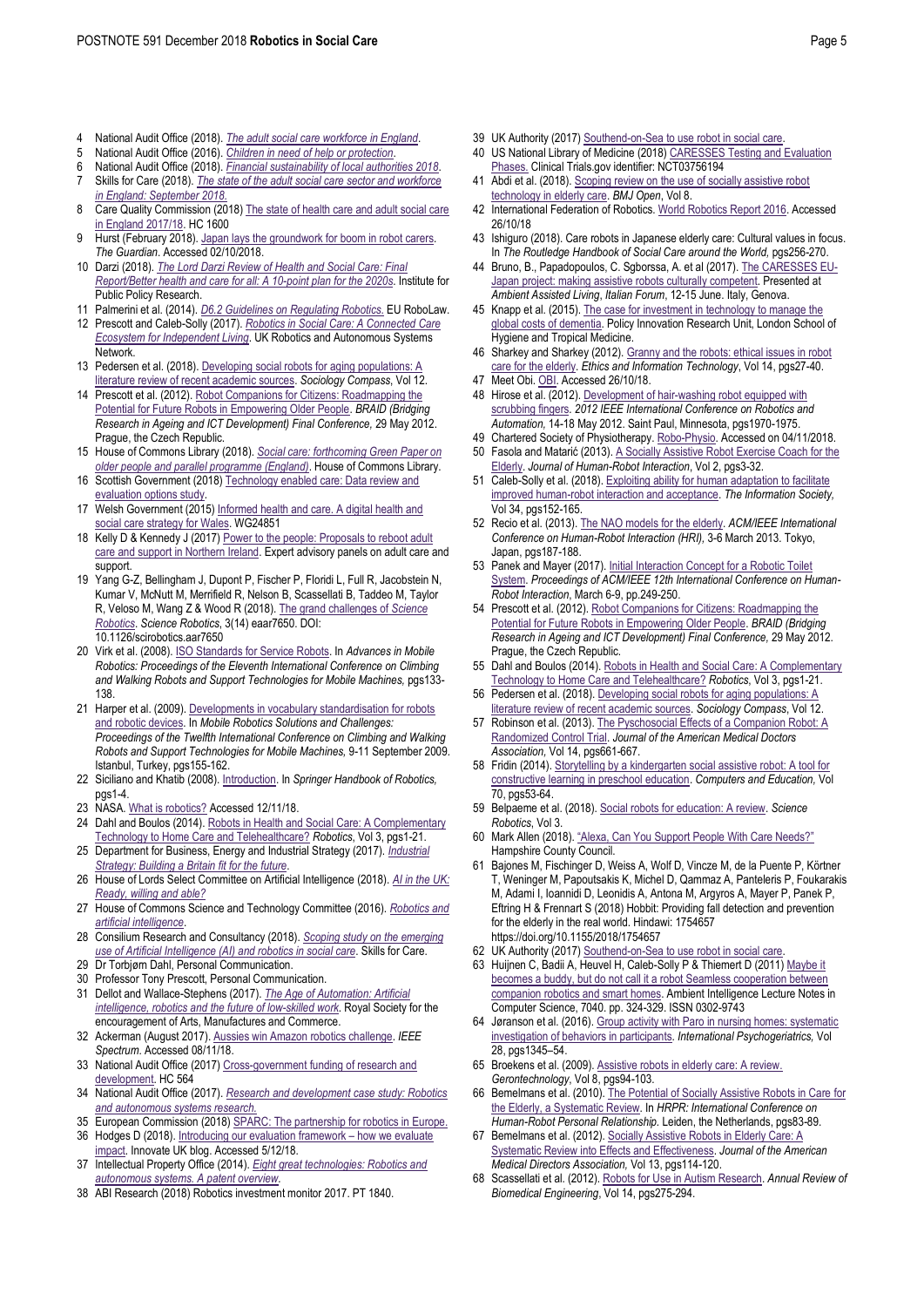4 National Audit Office (2018). *The adult social care workforce in England*.
5 National Audit Office (2016). *Children in need of help or protection*.
6 National Audit Office (2018). *Financial sustainability of local authorities 2018*.
7 Skills for Care (2018). *The state of the adult social care sector and workforce in England: September 2018*.
8 Care Quality Commission (2018) The state of health care and adult social care in England 2017/18. HC 1600
9 Hurst (February 2018). Japan lays the groundwork for boom in robot carers. *The Guardian*. Accessed 02/10/2018.
10 Darzi (2018). *The Lord Darzi Review of Health and Social Care: Final Report/Better health and care for all: A 10-point plan for the 2020s*. Institute for Public Policy Research.
11 Palmerini et al. (2014). *D6.2 Guidelines on Regulating Robotics.* EU RoboLaw.
12 Prescott and Caleb-Solly (2017). *Robotics in Social Care: A Connected Care Ecosystem for Independent Living*. UK Robotics and Autonomous Systems Network.
13 Pedersen et al. (2018). Developing social robots for aging populations: A literature review of recent academic sources. *Sociology Compass*, Vol 12.
14 Prescott et al. (2012). Robot Companions for Citizens: Roadmapping the Potential for Future Robots in Empowering Older People. *BRAID (Bridging Research in Ageing and ICT Development) Final Conference,* 29 May 2012. Prague, the Czech Republic.
15 House of Commons Library (2018). *Social care: forthcoming Green Paper on older people and parallel programme (England)*. House of Commons Library.
16 Scottish Government (2018) Technology enabled care: Data review and evaluation options study.
17 Welsh Government (2015) Informed health and care. A digital health and social care strategy for Wales. WG24851
18 Kelly D & Kennedy J (2017) Power to the people: Proposals to reboot adult care and support in Northern Ireland. Expert advisory panels on adult care and support.
19 Yang G-Z, Bellingham J, Dupont P, Fischer P, Floridi L, Full R, Jacobstein N, Kumar V, McNutt M, Merrifield R, Nelson B, Scassellati B, Taddeo M, Taylor R, Veloso M, Wang Z & Wood R (2018). The grand challenges of *Science Robotics*. *Science Robotics*, 3(14) eaar7650. DOI: 10.1126/scirobotics.aar7650
20 Virk et al. (2008). ISO Standards for Service Robots. In *Advances in Mobile Robotics: Proceedings of the Eleventh International Conference on Climbing and Walking Robots and Support Technologies for Mobile Machines,* pgs133-138.
21 Harper et al. (2009). Developments in vocabulary standardisation for robots and robotic devices. In *Mobile Robotics Solutions and Challenges: Proceedings of the Twelfth International Conference on Climbing and Walking Robots and Support Technologies for Mobile Machines,* 9-11 September 2009. Istanbul, Turkey, pgs155-162.
22 Siciliano and Khatib (2008). Introduction. In *Springer Handbook of Robotics,* pgs1-4.
23 NASA. What is robotics? Accessed 12/11/18.
24 Dahl and Boulos (2014). Robots in Health and Social Care: A Complementary Technology to Home Care and Telehealthcare? *Robotics*, Vol 3, pgs1-21.
25 Department for Business, Energy and Industrial Strategy (2017). *Industrial Strategy: Building a Britain fit for the future*.
26 House of Lords Select Committee on Artificial Intelligence (2018). *AI in the UK: Ready, willing and able?*
27 House of Commons Science and Technology Committee (2016). *Robotics and artificial intelligence*.
28 Consilium Research and Consultancy (2018). *Scoping study on the emerging use of Artificial Intelligence (AI) and robotics in social care*. Skills for Care.
29 Dr Torbjørn Dahl, Personal Communication.
30 Professor Tony Prescott, Personal Communication.
31 Dellot and Wallace-Stephens (2017). *The Age of Automation: Artificial intelligence, robotics and the future of low-skilled work*. Royal Society for the encouragement of Arts, Manufactures and Commerce.
32 Ackerman (August 2017). Aussies win Amazon robotics challenge. *IEEE Spectrum*. Accessed 08/11/18.
33 National Audit Office (2017) Cross-government funding of research and development. HC 564
34 National Audit Office (2017). *Research and development case study: Robotics and autonomous systems research.*
35 European Commission (2018) SPARC: The partnership for robotics in Europe.
36 Hodges D (2018). Introducing our evaluation framework – how we evaluate impact. Innovate UK blog. Accessed 5/12/18.
37 Intellectual Property Office (2014). *Eight great technologies: Robotics and autonomous systems. A patent overview*.
38 ABI Research (2018) Robotics investment monitor 2017. PT 1840.
39 UK Authority (2017) Southend-on-Sea to use robot in social care.
40 US National Library of Medicine (2018) CARESSES Testing and Evaluation Phases. Clinical Trials.gov identifier: NCT03756194
41 Abdi et al. (2018). Scoping review on the use of socially assistive robot technology in elderly care. *BMJ Open*, Vol 8.
42 International Federation of Robotics. World Robotics Report 2016. Accessed 26/10/18
43 Ishiguro (2018). Care robots in Japanese elderly care: Cultural values in focus. In *The Routledge Handbook of Social Care around the World,* pgs256-270.
44 Bruno, B., Papadopoulos, C. Sgborssa, A. et al (2017). The CARESSES EU-Japan project: making assistive robots culturally competent. Presented at *Ambient Assisted Living*, *Italian Forum*, 12-15 June. Italy, Genova.
45 Knapp et al. (2015). The case for investment in technology to manage the global costs of dementia. Policy Innovation Research Unit, London School of Hygiene and Tropical Medicine.
46 Sharkey and Sharkey (2012). Granny and the robots: ethical issues in robot care for the elderly. *Ethics and Information Technology*, Vol 14, pgs27-40.
47 Meet Obi. OBI. Accessed 26/10/18.
48 Hirose et al. (2012). Development of hair-washing robot equipped with scrubbing fingers. *2012 IEEE International Conference on Robotics and Automation,* 14-18 May 2012. Saint Paul, Minnesota, pgs1970-1975.
49 Chartered Society of Physiotherapy. Robo-Physio. Accessed on 04/11/2018.
50 Fasola and Matarić (2013). A Socially Assistive Robot Exercise Coach for the Elderly. *Journal of Human-Robot Interaction*, Vol 2, pgs3-32.
51 Caleb-Solly et al. (2018). Exploiting ability for human adaptation to facilitate improved human-robot interaction and acceptance. *The Information Society,* Vol 34, pgs152-165.
52 Recio et al. (2013). The NAO models for the elderly. *ACM/IEEE International Conference on Human-Robot Interaction (HRI)*, 3-6 March 2013. Tokyo, Japan, pgs187-188.
53 Panek and Mayer (2017). Initial Interaction Concept for a Robotic Toilet System. *Proceedings of ACM/IEEE 12th International Conference on Human-Robot Interaction*, March 6-9, pp.249-250.
54 Prescott et al. (2012). Robot Companions for Citizens: Roadmapping the Potential for Future Robots in Empowering Older People. *BRAID (Bridging Research in Ageing and ICT Development) Final Conference,* 29 May 2012. Prague, the Czech Republic.
55 Dahl and Boulos (2014). Robots in Health and Social Care: A Complementary Technology to Home Care and Telehealthcare? *Robotics*, Vol 3, pgs1-21.
56 Pedersen et al. (2018). Developing social robots for aging populations: A literature review of recent academic sources. *Sociology Compass*, Vol 12.
57 Robinson et al. (2013). The Psychosocial Effects of a Companion Robot: A Randomized Control Trial. *Journal of the American Medical Doctors Association*, Vol 14, pgs661-667.
58 Fridin (2014). Storytelling by a kindergarten social assistive robot: A tool for constructive learning in preschool education. *Computers and Education,* Vol 70, pgs53-64.
59 Belpaeme et al. (2018). Social robots for education: A review. *Science Robotics*, Vol 3.
60 Mark Allen (2018). "Alexa, Can You Support People With Care Needs?" Hampshire County Council.
61 Bajones M, Fischinger D, Weiss A, Wolf D, Vincze M, de la Puente P, Körtner T, Weninger M, Papoutsakis K, Michel D, Qammaz A, Panteleris P, Foukarakis M, Adami I, Ioannidi D, Leonidis A, Antona M, Argyros A, Mayer P, Panek P, Eftring H & Frennart S (2018) Hobbit: Providing fall detection and prevention for the elderly in the real world. Hindawi: 1754657 https://doi.org/10.1155/2018/1754657
62 UK Authority (2017) Southend-on-Sea to use robot in social care.
63 Huijnen C, Badii A, Heuvel H, Caleb-Solly P & Thiemert D (2011) Maybe it becomes a buddy, but do not call it a robot Seamless cooperation between companion robotics and smart homes. Ambient Intelligence Lecture Notes in Computer Science, 7040. pp. 324-329. ISSN 0302-9743
64 Jøranson et al. (2016). Group activity with Paro in nursing homes: systematic investigation of behaviors in participants. *International Psychogeriatrics,* Vol 28, pgs1345–54.
65 Broekens et al. (2009). Assistive robots in elderly care: A review. *Gerontechnology*, Vol 8, pgs94-103.
66 Bemelmans et al. (2010). The Potential of Socially Assistive Robots in Care for the Elderly, a Systematic Review. In *HRPR: International Conference on Human-Robot Personal Relationship*. Leiden, the Netherlands, pgs83-89.
67 Bemelmans et al. (2012). Socially Assistive Robots in Elderly Care: A Systematic Review into Effects and Effectiveness. *Journal of the American Medical Directors Association,* Vol 13, pgs114-120.
68 Scassellati et al. (2012). Robots for Use in Autism Research. *Annual Review of Biomedical Engineering*, Vol 14, pgs275-294.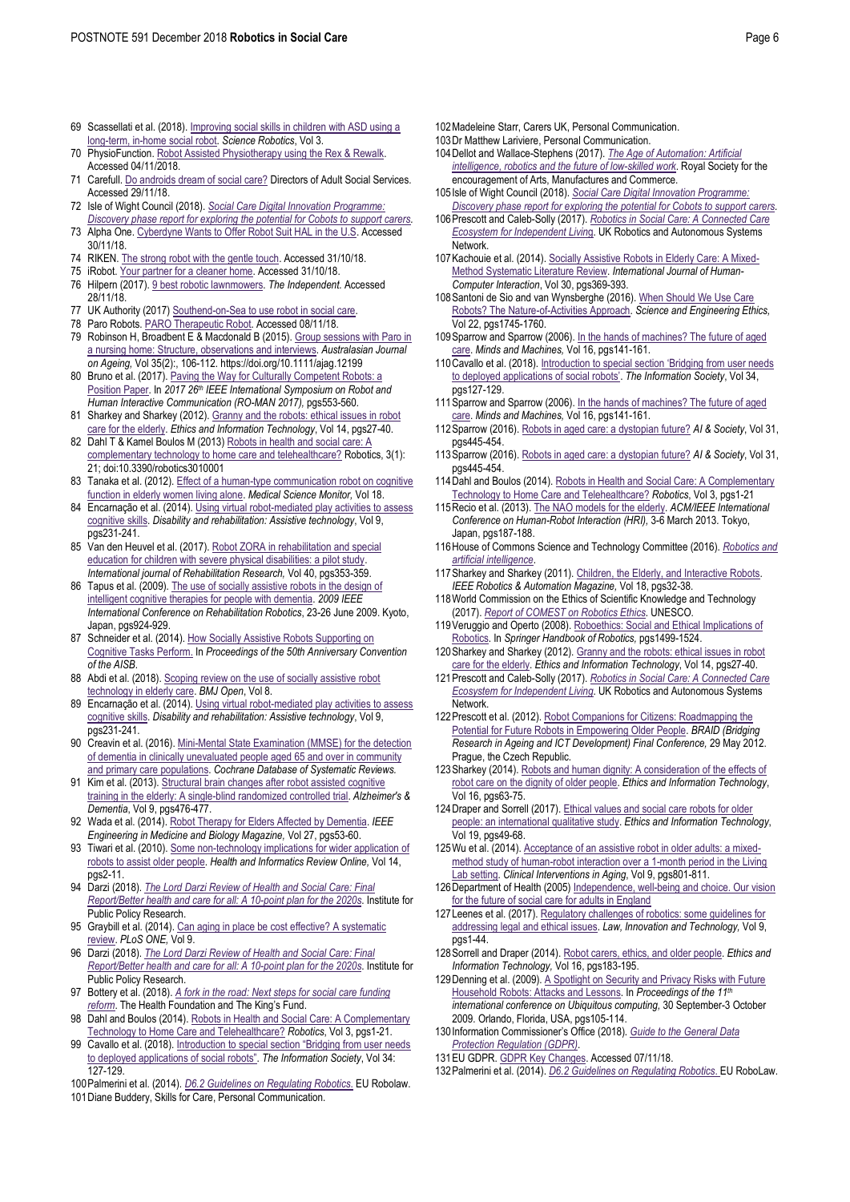69 Scassellati et al. (2018). Improving social skills in children with ASD using a long-term, in-home social robot. *Science Robotics*, Vol 3.
70 PhysioFunction. Robot Assisted Physiotherapy using the Rex & Rewalk. Accessed 04/11/2018.
71 Carefull. Do androids dream of social care? Directors of Adult Social Services. Accessed 29/11/18.
72 Isle of Wight Council (2018). *Social Care Digital Innovation Programme: Discovery phase report for exploring the potential for Cobots to support carers*.
73 Alpha One. Cyberdyne Wants to Offer Robot Suit HAL in the U.S. Accessed 30/11/18.
74 RIKEN. The strong robot with the gentle touch. Accessed 31/10/18.
75 iRobot. Your partner for a cleaner home. Accessed 31/10/18.
76 Hilpern (2017). 9 best robotic lawnmowers. *The Independent.* Accessed 28/11/18.
77 UK Authority (2017) Southend-on-Sea to use robot in social care.
78 Paro Robots. PARO Therapeutic Robot. Accessed 08/11/18.
79 Robinson H, Broadbent E & Macdonald B (2015). Group sessions with Paro in a nursing home: Structure, observations and interviews. *Australasian Journal on Ageing,* Vol 35(2):, 106-112. https://doi.org/10.1111/ajag.12199
80 Bruno et al. (2017). Paving the Way for Culturally Competent Robots: a Position Paper. In *2017 26th IEEE International Symposium on Robot and Human Interactive Communication (RO-MAN 2017)*, pgs553-560.
81 Sharkey and Sharkey (2012). Granny and the robots: ethical issues in robot care for the elderly. *Ethics and Information Technology*, Vol 14, pgs27-40.
82 Dahl T & Kamel Boulos M (2013) Robots in health and social care: A complementary technology to home care and telehealthcare? Robotics, 3(1): 21; doi:10.3390/robotics3010001
83 Tanaka et al. (2012). Effect of a human-type communication robot on cognitive function in elderly women living alone. *Medical Science Monitor*, Vol 18.
84 Encarnação et al. (2014). Using virtual robot-mediated play activities to assess cognitive skills. *Disability and rehabilitation: Assistive technology*, Vol 9, pgs231-241.
85 Van den Heuvel et al. (2017). Robot ZORA in rehabilitation and special education for children with severe physical disabilities: a pilot study. *International journal of Rehabilitation Research,* Vol 40, pgs353-359.
86 Tapus et al. (2009). The use of socially assistive robots in the design of intelligent cognitive therapies for people with dementia. *2009 IEEE International Conference on Rehabilitation Robotics*, 23-26 June 2009. Kyoto, Japan, pgs924-929.
87 Schneider et al. (2014). How Socially Assistive Robots Supporting on Cognitive Tasks Perform. In *Proceedings of the 50th Anniversary Convention of the AISB.*
88 Abdi et al. (2018). Scoping review on the use of socially assistive robot technology in elderly care. *BMJ Open*, Vol 8.
89 Encarnação et al. (2014). Using virtual robot-mediated play activities to assess cognitive skills. *Disability and rehabilitation: Assistive technology*, Vol 9, pgs231-241.
90 Creavin et al. (2016). Mini-Mental State Examination (MMSE) for the detection of dementia in clinically unevaluated people aged 65 and over in community and primary care populations. *Cochrane Database of Systematic Reviews.*
91 Kim et al. (2013). Structural brain changes after robot assisted cognitive training in the elderly: A single-blind randomized controlled trial. *Alzheimer's & Dementia*, Vol 9, pgs476-477.
92 Wada et al. (2014). Robot Therapy for Elders Affected by Dementia. *IEEE Engineering in Medicine and Biology Magazine,* Vol 27, pgs53-60.
93 Tiwari et al. (2010). Some non-technology implications for wider application of robots to assist older people. *Health and Informatics Review Online,* Vol 14, pgs2-11.
94 Darzi (2018). *The Lord Darzi Review of Health and Social Care: Final Report/Better health and care for all: A 10-point plan for the 2020s*. Institute for Public Policy Research.
95 Graybill et al. (2014). Can aging in place be cost effective? A systematic review. *PLoS ONE,* Vol 9.
96 Darzi (2018). *The Lord Darzi Review of Health and Social Care: Final Report/Better health and care for all: A 10-point plan for the 2020s*. Institute for Public Policy Research.
97 Bottery et al. (2018). *A fork in the road: Next steps for social care funding reform*. The Health Foundation and The King's Fund.
98 Dahl and Boulos (2014). Robots in Health and Social Care: A Complementary Technology to Home Care and Telehealthcare? *Robotics*, Vol 3, pgs1-21.
99 Cavallo et al. (2018). Introduction to special section "Bridging from user needs to deployed applications of social robots". *The Information Society*, Vol 34: 127-129.
100 Palmerini et al. (2014). *D6.2 Guidelines on Regulating Robotics.* EU Robolaw.
101 Diane Buddery, Skills for Care, Personal Communication.
102 Madeleine Starr, Carers UK, Personal Communication.
103 Dr Matthew Lariviere, Personal Communication.
104 Dellot and Wallace-Stephens (2017). *The Age of Automation: Artificial intelligence, robotics and the future of low-skilled work*. Royal Society for the encouragement of Arts, Manufactures and Commerce.
105 Isle of Wight Council (2018). *Social Care Digital Innovation Programme: Discovery phase report for exploring the potential for Cobots to support carers*.
106 Prescott and Caleb-Solly (2017). *Robotics in Social Care: A Connected Care Ecosystem for Independent Living*. UK Robotics and Autonomous Systems Network.
107 Kachouie et al. (2014). Socially Assistive Robots in Elderly Care: A Mixed-Method Systematic Literature Review. *International Journal of Human-Computer Interaction*, Vol 30, pgs369-393.
108 Santoni de Sio and van Wynsberghe (2016). When Should We Use Care Robots? The Nature-of-Activities Approach. *Science and Engineering Ethics*, Vol 22, pgs1745-1760.
109 Sparrow and Sparrow (2006). In the hands of machines? The future of aged care. *Minds and Machines,* Vol 16, pgs141-161.
110 Cavallo et al. (2018). Introduction to special section 'Bridging from user needs to deployed applications of social robots'. *The Information Society*, Vol 34, pgs127-129.
111 Sparrow and Sparrow (2006). In the hands of machines? The future of aged care. *Minds and Machines,* Vol 16, pgs141-161.
112 Sparrow (2016). Robots in aged care: a dystopian future? *AI & Society*, Vol 31, pgs445-454.
113 Sparrow (2016). Robots in aged care: a dystopian future? *AI & Society*, Vol 31, pgs445-454.
114 Dahl and Boulos (2014). Robots in Health and Social Care: A Complementary Technology to Home Care and Telehealthcare? *Robotics*, Vol 3, pgs1-21
115 Recio et al. (2013). The NAO models for the elderly. *ACM/IEEE International Conference on Human-Robot Interaction (HRI),* 3-6 March 2013. Tokyo, Japan, pgs187-188.
116 House of Commons Science and Technology Committee (2016). *Robotics and artificial intelligence*.
117 Sharkey and Sharkey (2011). Children, the Elderly, and Interactive Robots. *IEEE Robotics & Automation Magazine,* Vol 18, pgs32-38.
118 World Commission on the Ethics of Scientific Knowledge and Technology (2017). *Report of COMEST on Robotics Ethics*. UNESCO.
119 Veruggio and Operto (2008). Roboethics: Social and Ethical Implications of Robotics. In *Springer Handbook of Robotics,* pgs1499-1524.
120 Sharkey and Sharkey (2012). Granny and the robots: ethical issues in robot care for the elderly. *Ethics and Information Technology*, Vol 14, pgs27-40.
121 Prescott and Caleb-Solly (2017). *Robotics in Social Care: A Connected Care Ecosystem for Independent Living*. UK Robotics and Autonomous Systems Network.
122 Prescott et al. (2012). Robot Companions for Citizens: Roadmapping the Potential for Future Robots in Empowering Older People. *BRAID (Bridging Research in Ageing and ICT Development) Final Conference,* 29 May 2012. Prague, the Czech Republic.
123 Sharkey (2014). Robots and human dignity: A consideration of the effects of robot care on the dignity of older people. *Ethics and Information Technology*, Vol 16, pgs63-75.
124 Draper and Sorrell (2017). Ethical values and social care robots for older people: an international qualitative study. *Ethics and Information Technology*, Vol 19, pgs49-68.
125 Wu et al. (2014). Acceptance of an assistive robot in older adults: a mixed-method study of human-robot interaction over a 1-month period in the Living Lab setting. *Clinical Interventions in Aging*, Vol 9, pgs801-811.
126 Department of Health (2005) Independence, well-being and choice. Our vision for the future of social care for adults in England
127 Leenes et al. (2017). Regulatory challenges of robotics: some guidelines for addressing legal and ethical issues. *Law, Innovation and Technology,* Vol 9, pgs1-44.
128 Sorrell and Draper (2014). Robot carers, ethics, and older people. *Ethics and Information Technology*, Vol 16, pgs183-195.
129 Denning et al. (2009). A Spotlight on Security and Privacy Risks with Future Household Robots: Attacks and Lessons. In *Proceedings of the 11th international conference on Ubiquitous computing*, 30 September-3 October 2009. Orlando, Florida, USA, pgs105-114.
130 Information Commissioner's Office (2018). *Guide to the General Data Protection Regulation (GDPR)*.
131 EU GDPR. GDPR Key Changes. Accessed 07/11/18.
132 Palmerini et al. (2014). *D6.2 Guidelines on Regulating Robotics.* EU RoboLaw.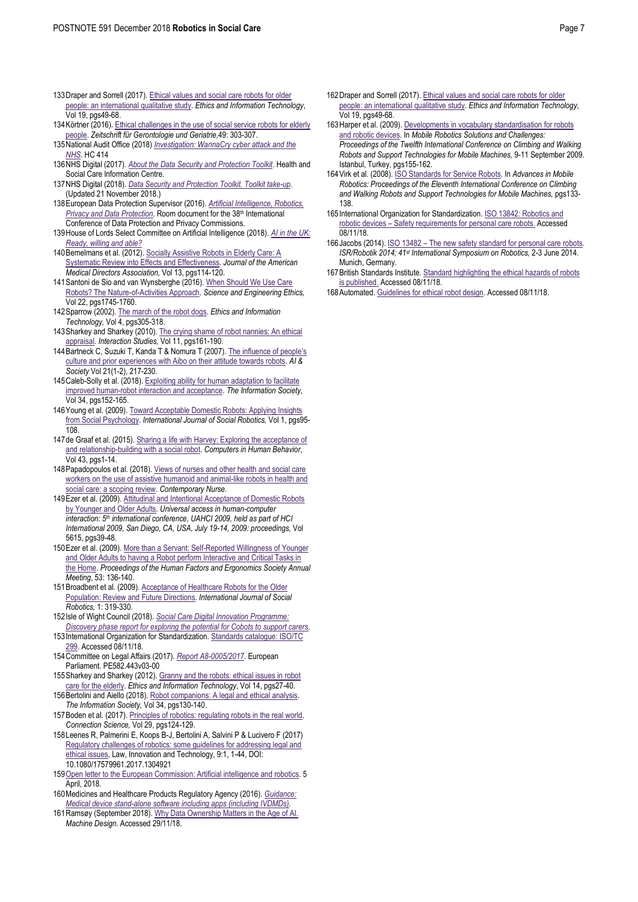133 Draper and Sorrell (2017). Ethical values and social care robots for older people: an international qualitative study. *Ethics and Information Technology*, Vol 19, pgs49-68.

134 Körtner (2016). Ethical challenges in the use of social service robots for elderly people. *Zeitschrift für Gerontologie und Geriatrie*,49: 303-307.

135 National Audit Office (2018) *Investigation: WannaCry cyber attack and the NHS*. HC 414

136 NHS Digital (2017). *About the Data Security and Protection Toolkit*. Health and Social Care Information Centre.

137 NHS Digital (2018). *Data Security and Protection Toolkit. Toolkit take-up*. (Updated 21 November 2018.)

138 European Data Protection Supervisor (2016). *Artificial Intelligence, Robotics, Privacy and Data Protection*. Room document for the 38th International Conference of Data Protection and Privacy Commissions.

139 House of Lords Select Committee on Artificial Intelligence (2018). *AI in the UK: Ready, willing and able?*

140 Bemelmans et al. (2012). Socially Assistive Robots in Elderly Care: A Systematic Review into Effects and Effectiveness. *Journal of the American Medical Directors Association,* Vol 13, pgs114-120.

141 Santoni de Sio and van Wynsberghe (2016). When Should We Use Care Robots? The Nature-of-Activities Approach. *Science and Engineering Ethics,* Vol 22, pgs1745-1760.

142 Sparrow (2002). The march of the robot dogs. *Ethics and Information Technology,* Vol 4, pgs305-318.

143 Sharkey and Sharkey (2010). The crying shame of robot nannies: An ethical appraisal. *Interaction Studies,* Vol 11, pgs161-190.

144 Bartneck C, Suzuki T, Kanda T & Nomura T (2007). The influence of people's culture and prior experiences with Aibo on their attitude towards robots. *AI & Society* Vol 21(1-2), 217-230.

145 Caleb-Solly et al. (2018). Exploiting ability for human adaptation to facilitate improved human-robot interaction and acceptance. *The Information Society,* Vol 34, pgs152-165.

146 Young et al. (2009). Toward Acceptable Domestic Robots: Applying Insights from Social Psychology. *International Journal of Social Robotics,* Vol 1, pgs95-108.

147 de Graaf et al. (2015). Sharing a life with Harvey: Exploring the acceptance of and relationship-building with a social robot. *Computers in Human Behavior*, Vol 43, pgs1-14.

148 Papadopoulos et al. (2018). Views of nurses and other health and social care workers on the use of assistive humanoid and animal-like robots in health and social care: a scoping review. *Contemporary Nurse.*

149 Ezer et al. (2009). Attitudinal and Intentional Acceptance of Domestic Robots by Younger and Older Adults. *Universal access in human-computer interaction: 5th international conference, UAHCI 2009, held as part of HCI International 2009, San Diego, CA, USA, July 19-14, 2009: proceedings,* Vol 5615, pgs39-48.

150 Ezer et al. (2009). More than a Servant: Self-Reported Willingness of Younger and Older Adults to having a Robot perform Interactive and Critical Tasks in the Home. *Proceedings of the Human Factors and Ergonomics Society Annual Meeting*, 53: 136-140.

151 Broadbent et al. (2009). Acceptance of Healthcare Robots for the Older Population: Review and Future Directions. *International Journal of Social Robotics,* 1: 319-330.

152 Isle of Wight Council (2018). *Social Care Digital Innovation Programme: Discovery phase report for exploring the potential for Cobots to support carers.*

153 International Organization for Standardization. Standards catalogue: ISO/TC 299. Accessed 08/11/18.

154 Committee on Legal Affairs (2017). *Report A8-0005/2017*. European Parliament. PE582.443v03-00

155 Sharkey and Sharkey (2012). Granny and the robots: ethical issues in robot care for the elderly. *Ethics and Information Technology*, Vol 14, pgs27-40.

156 Bertolini and Aiello (2018). Robot companions: A legal and ethical analysis. *The Information Society,* Vol 34, pgs130-140.

157 Boden et al. (2017). Principles of robotics: regulating robots in the real world. *Connection Science,* Vol 29, pgs124-129.

158 Leenes R, Palmerini E, Koops B-J, Bertolini A, Salvini P & Lucivero F (2017) Regulatory challenges of robotics: some guidelines for addressing legal and ethical issues, Law, Innovation and Technology, 9:1, 1-44, DOI: 10.1080/17579961.2017.1304921

159 Open letter to the European Commission: Artificial intelligence and robotics. 5 April, 2018.

160 Medicines and Healthcare Products Regulatory Agency (2016). *Guidance: Medical device stand-alone software including apps (including IVDMDs).*

161 Ramsøy (September 2018). Why Data Ownership Matters in the Age of AI. *Machine Design.* Accessed 29/11/18.

162 Draper and Sorrell (2017). Ethical values and social care robots for older people: an international qualitative study. *Ethics and Information Technology*, Vol 19, pgs49-68.

163 Harper et al. (2009). Developments in vocabulary standardisation for robots and robotic devices. In *Mobile Robotics Solutions and Challenges: Proceedings of the Twelfth International Conference on Climbing and Walking Robots and Support Technologies for Mobile Machines,* 9-11 September 2009. Istanbul, Turkey, pgs155-162.

164 Virk et al. (2008). ISO Standards for Service Robots. In *Advances in Mobile Robotics: Proceedings of the Eleventh International Conference on Climbing and Walking Robots and Support Technologies for Mobile Machines,* pgs133-138.

165 International Organization for Standardization. ISO 13842: Robotics and robotic devices – Safety requirements for personal care robots. Accessed 08/11/18.

166 Jacobs (2014). ISO 13482 – The new safety standard for personal care robots. *ISR/Robotik 2014; 41st International Symposium on Robotics,* 2-3 June 2014. Munich, Germany.

167 British Standards Institute. Standard highlighting the ethical hazards of robots is published. Accessed 08/11/18.

168 Automated. Guidelines for ethical robot design. Accessed 08/11/18.